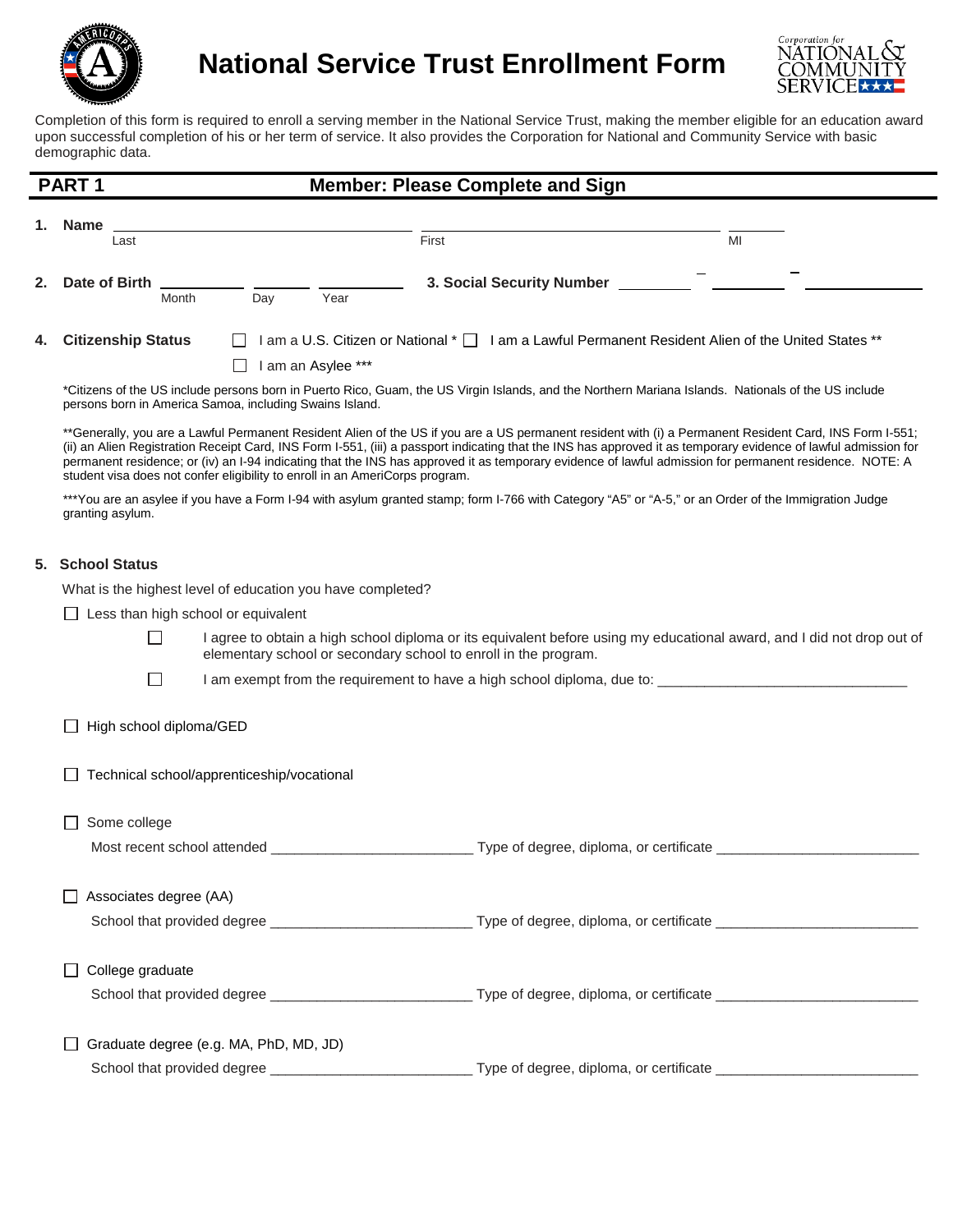# National Service Trust Enrollment Form

Completion of this form is required to enroll a serving member in the National Service Trust, making the member eligible for an education award upon successful completion of his or her term of service. It also provides the Corporation for National and Community Service with basic demographic data.

## PART 1 — Member: Please Complete and Sign

**1. Name** ______________________ ______________________ ________
Last First MI

**2. Date of Birth** ________ ________ ________
Month Day Year

**3. Social Security Number** ________ – ________ – ________

**4. Citizenship Status**

☐ I am a U.S. Citizen or National *

☐ I am a Lawful Permanent Resident Alien of the United States **

☐ I am an Asylee ***

*Citizens of the US include persons born in Puerto Rico, Guam, the US Virgin Islands, and the Northern Mariana Islands. Nationals of the US include persons born in America Samoa, including Swains Island.

**Generally, you are a Lawful Permanent Resident Alien of the US if you are a US permanent resident with (i) a Permanent Resident Card, INS Form I-551; (ii) an Alien Registration Receipt Card, INS Form I-551, (iii) a passport indicating that the INS has approved it as temporary evidence of lawful admission for permanent residence; or (iv) an I-94 indicating that the INS has approved it as temporary evidence of lawful admission for permanent residence. NOTE: A student visa does not confer eligibility to enroll in an AmeriCorps program.

***You are an asylee if you have a Form I-94 with asylum granted stamp; form I-766 with Category "A5" or "A-5," or an Order of the Immigration Judge granting asylum.

**5. School Status**

What is the highest level of education you have completed?

☐ Less than high school or equivalent

- ☐ I agree to obtain a high school diploma or its equivalent before using my educational award, and I did not drop out of elementary school or secondary school to enroll in the program.
- ☐ I am exempt from the requirement to have a high school diploma, due to: ________________________________

☐ High school diploma/GED

☐ Technical school/apprenticeship/vocational

☐ Some college

Most recent school attended __________________________ Type of degree, diploma, or certificate __________________________

☐ Associates degree (AA)

School that provided degree __________________________ Type of degree, diploma, or certificate __________________________

☐ College graduate

School that provided degree __________________________ Type of degree, diploma, or certificate __________________________

☐ Graduate degree (e.g. MA, PhD, MD, JD)

School that provided degree __________________________ Type of degree, diploma, or certificate __________________________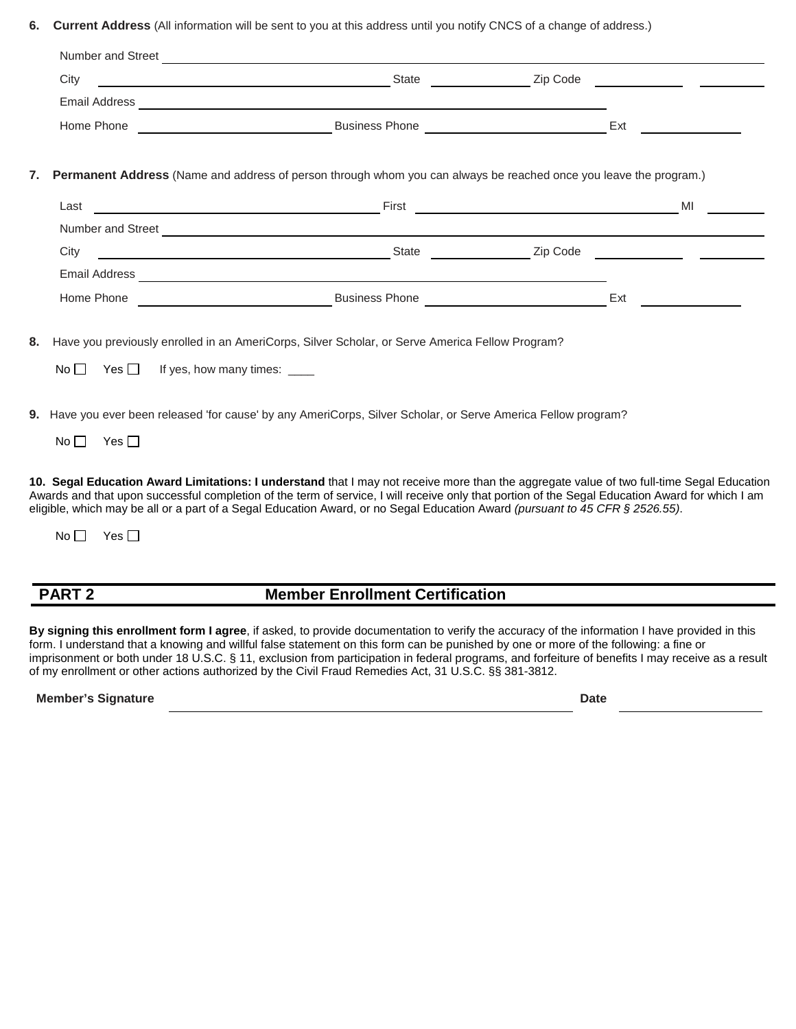**6. Current Address** (All information will be sent to you at this address until you notify CNCS of a change of address.)

Number and Street ______________________________

City ______________________ State __________ Zip Code __________ ______

Email Address ______________________________

Home Phone ______________ Business Phone ______________ Ext ________

**7. Permanent Address** (Name and address of person through whom you can always be reached once you leave the program.)

Last ______________________ First ______________________ MI ______

Number and Street ______________________________

City ______________________ State __________ Zip Code __________ ______

Email Address ______________________________

Home Phone ______________ Business Phone ______________ Ext ________

**8.** Have you previously enrolled in an AmeriCorps, Silver Scholar, or Serve America Fellow Program?

No ☐ Yes ☐ If yes, how many times: ____

**9.** Have you ever been released 'for cause' by any AmeriCorps, Silver Scholar, or Serve America Fellow program?

No ☐ Yes ☐

**10. Segal Education Award Limitations: I understand** that I may not receive more than the aggregate value of two full-time Segal Education Awards and that upon successful completion of the term of service, I will receive only that portion of the Segal Education Award for which I am eligible, which may be all or a part of a Segal Education Award, or no Segal Education Award *(pursuant to 45 CFR § 2526.55)*.

No ☐ Yes ☐

## PART 2 Member Enrollment Certification

**By signing this enrollment form I agree**, if asked, to provide documentation to verify the accuracy of the information I have provided in this form. I understand that a knowing and willful false statement on this form can be punished by one or more of the following: a fine or imprisonment or both under 18 U.S.C. § 11, exclusion from participation in federal programs, and forfeiture of benefits I may receive as a result of my enrollment or other actions authorized by the Civil Fraud Remedies Act, 31 U.S.C. §§ 381-3812.

**Member's Signature** ______________________________ **Date** ______________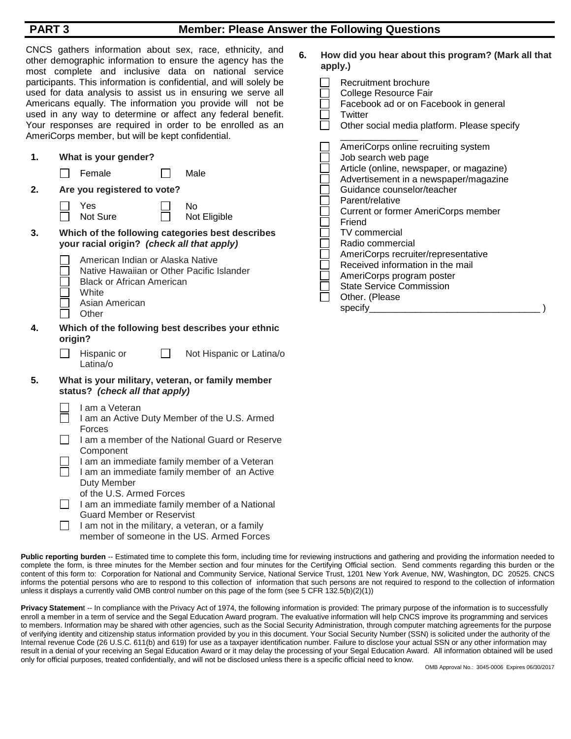## PART 3 Member: Please Answer the Following Questions

CNCS gathers information about sex, race, ethnicity, and other demographic information to ensure the agency has the most complete and inclusive data on national service participants. This information is confidential, and will solely be used for data analysis to assist us in ensuring we serve all Americans equally. The information you provide will not be used in any way to determine or affect any federal benefit. Your responses are required in order to be enrolled as an AmeriCorps member, but will be kept confidential.

**1. What is your gender?**

- ☐ Female
- ☐ Male

**2. Are you registered to vote?**

- ☐ Yes
- ☐ No
- ☐ Not Sure
- ☐ Not Eligible

**3. Which of the following categories best describes your racial origin? *(check all that apply)***

- ☐ American Indian or Alaska Native
- ☐ Native Hawaiian or Other Pacific Islander
- ☐ Black or African American
- ☐ White
- ☐ Asian American
- ☐ Other

**4. Which of the following best describes your ethnic origin?**

- ☐ Hispanic or Latina/o
- ☐ Not Hispanic or Latina/o

**5. What is your military, veteran, or family member status? *(check all that apply)***

- ☐ I am a Veteran
- ☐ I am an Active Duty Member of the U.S. Armed Forces
- ☐ I am a member of the National Guard or Reserve Component
- ☐ I am an immediate family member of a Veteran
- ☐ I am an immediate family member of an Active Duty Member of the U.S. Armed Forces
- ☐ I am an immediate family member of a National Guard Member or Reservist
- ☐ I am not in the military, a veteran, or a family member of someone in the US. Armed Forces

**6. How did you hear about this program? (Mark all that apply.)**

- ☐ Recruitment brochure
- ☐ College Resource Fair
- ☐ Facebook ad or on Facebook in general
- ☐ Twitter
- ☐ Other social media platform. Please specify _______________
- ☐ AmeriCorps online recruiting system
- ☐ Job search web page
- ☐ Article (online, newspaper, or magazine)
- ☐ Advertisement in a newspaper/magazine
- ☐ Guidance counselor/teacher
- ☐ Parent/relative
- ☐ Current or former AmeriCorps member
- ☐ Friend
- ☐ TV commercial
- ☐ Radio commercial
- ☐ AmeriCorps recruiter/representative
- ☐ Received information in the mail
- ☐ AmeriCorps program poster
- ☐ State Service Commission
- ☐ Other. (Please specify_________________________________ )

**Public reporting burden** -- Estimated time to complete this form, including time for reviewing instructions and gathering and providing the information needed to complete the form, is three minutes for the Member section and four minutes for the Certifying Official section. Send comments regarding this burden or the content of this form to: Corporation for National and Community Service, National Service Trust, 1201 New York Avenue, NW, Washington, DC 20525. CNCS informs the potential persons who are to respond to this collection of information that such persons are not required to respond to the collection of information unless it displays a currently valid OMB control number on this page of the form (see 5 CFR 132.5(b)(2)(1))

**Privacy Statement** -- In compliance with the Privacy Act of 1974, the following information is provided: The primary purpose of the information is to successfully enroll a member in a term of service and the Segal Education Award program. The evaluative information will help CNCS improve its programming and services to members. Information may be shared with other agencies, such as the Social Security Administration, through computer matching agreements for the purpose of verifying identity and citizenship status information provided by you in this document. Your Social Security Number (SSN) is solicited under the authority of the Internal revenue Code (26 U.S.C. 611(b) and 619) for use as a taxpayer identification number. Failure to disclose your actual SSN or any other information may result in a denial of your receiving an Segal Education Award or it may delay the processing of your Segal Education Award. All information obtained will be used only for official purposes, treated confidentially, and will not be disclosed unless there is a specific official need to know.

OMB Approval No.: 3045-0006 Expires 06/30/2017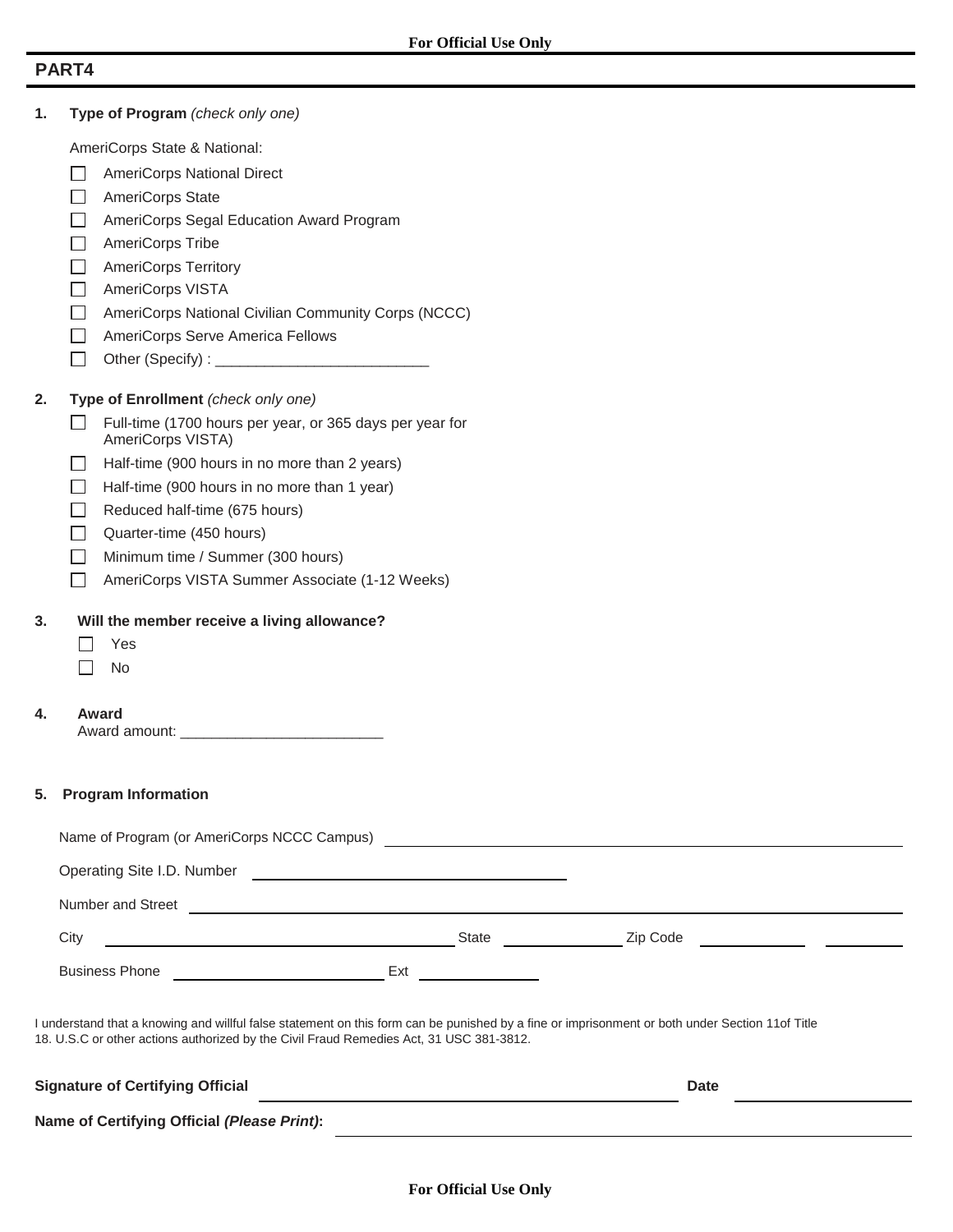**For Official Use Only**

## PART4

**1. Type of Program** *(check only one)*

AmeriCorps State & National:

- ☐ AmeriCorps National Direct
- ☐ AmeriCorps State
- ☐ AmeriCorps Segal Education Award Program
- ☐ AmeriCorps Tribe
- ☐ AmeriCorps Territory
- ☐ AmeriCorps VISTA
- ☐ AmeriCorps National Civilian Community Corps (NCCC)
- ☐ AmeriCorps Serve America Fellows
- ☐ Other (Specify) : _________________________

**2. Type of Enrollment** *(check only one)*

- ☐ Full-time (1700 hours per year, or 365 days per year for AmeriCorps VISTA)
- ☐ Half-time (900 hours in no more than 2 years)
- ☐ Half-time (900 hours in no more than 1 year)
- ☐ Reduced half-time (675 hours)
- ☐ Quarter-time (450 hours)
- ☐ Minimum time / Summer (300 hours)
- ☐ AmeriCorps VISTA Summer Associate (1-12 Weeks)

**3. Will the member receive a living allowance?**

- ☐ Yes
- ☐ No

**4. Award**

Award amount: ________________________

**5. Program Information**

Name of Program (or AmeriCorps NCCC Campus) ______________________________

Operating Site I.D. Number ______________________________

Number and Street ______________________________

City ______________________________ State ______________ Zip Code ______________ ______________

Business Phone ______________________ Ext ______________

I understand that a knowing and willful false statement on this form can be punished by a fine or imprisonment or both under Section 11of Title 18. U.S.C or other actions authorized by the Civil Fraud Remedies Act, 31 USC 381-3812.

**Signature of Certifying Official** ______________________________ **Date** ______________

**Name of Certifying Official** ***(Please Print)*****:** ______________________________

**For Official Use Only**